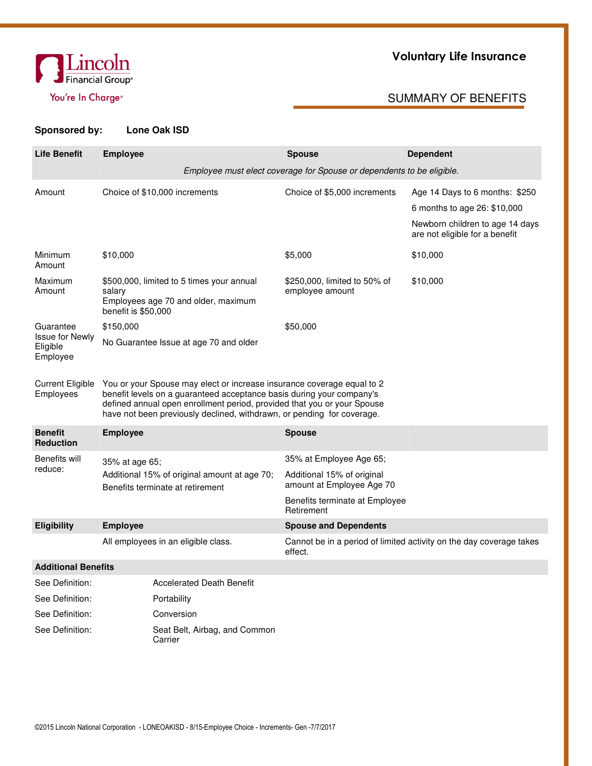Lincoln Financial Group®

You're In Charge®

# Voluntary Life Insurance

## SUMMARY OF BENEFITS

**Sponsored by:** **Lone Oak ISD**

| Life Benefit | Employee | Spouse | Dependent |
|---|---|---|---|
| | *Employee must elect coverage for Spouse or dependents to be eligible.* | | |
| Amount | Choice of $10,000 increments | Choice of $5,000 increments | Age 14 Days to 6 months: $250<br>6 months to age 26: $10,000<br>Newborn children to age 14 days are not eligible for a benefit |
| Minimum Amount | $10,000 | $5,000 | $10,000 |
| Maximum Amount | $500,000, limited to 5 times your annual salary<br>Employees age 70 and older, maximum benefit is $50,000 | $250,000, limited to 50% of employee amount | $10,000 |
| Guarantee Issue for Newly Eligible Employee | $150,000<br>No Guarantee Issue at age 70 and older | $50,000 | |
| Current Eligible Employees | You or your Spouse may elect or increase insurance coverage equal to 2 benefit levels on a guaranteed acceptance basis during your company's defined annual open enrollment period, provided that you or your Spouse have not been previously declined, withdrawn, or pending for coverage. | | |

| Benefit Reduction | Employee | Spouse |
|---|---|---|
| Benefits will reduce: | 35% at age 65;<br>Additional 15% of original amount at age 70;<br>Benefits terminate at retirement | 35% at Employee Age 65;<br>Additional 15% of original amount at Employee Age 70<br>Benefits terminate at Employee Retirement |

| Eligibility | Employee | Spouse and Dependents |
|---|---|---|
| | All employees in an eligible class. | Cannot be in a period of limited activity on the day coverage takes effect. |

**Additional Benefits**

| | |
|---|---|
| See Definition: | Accelerated Death Benefit |
| See Definition: | Portability |
| See Definition: | Conversion |
| See Definition: | Seat Belt, Airbag, and Common Carrier |

©2015 Lincoln National Corporation - LONEOAKISD - 8/15-Employee Choice - Increments- Gen -7/7/2017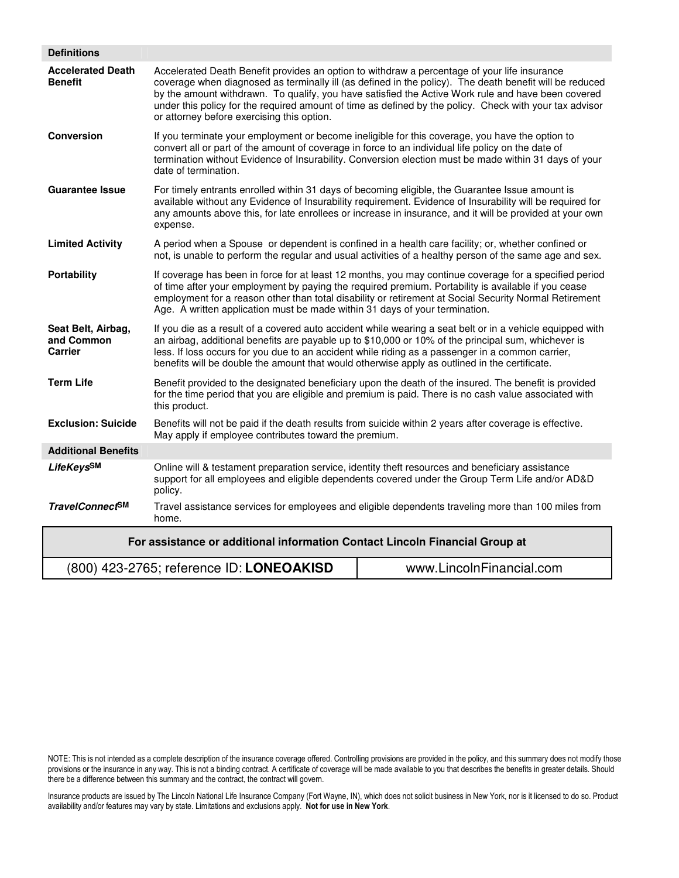| **Definitions** | |
|---|---|
| **Accelerated Death Benefit** | Accelerated Death Benefit provides an option to withdraw a percentage of your life insurance coverage when diagnosed as terminally ill (as defined in the policy). The death benefit will be reduced by the amount withdrawn. To qualify, you have satisfied the Active Work rule and have been covered under this policy for the required amount of time as defined by the policy. Check with your tax advisor or attorney before exercising this option. |
| **Conversion** | If you terminate your employment or become ineligible for this coverage, you have the option to convert all or part of the amount of coverage in force to an individual life policy on the date of termination without Evidence of Insurability. Conversion election must be made within 31 days of your date of termination. |
| **Guarantee Issue** | For timely entrants enrolled within 31 days of becoming eligible, the Guarantee Issue amount is available without any Evidence of Insurability requirement. Evidence of Insurability will be required for any amounts above this, for late enrollees or increase in insurance, and it will be provided at your own expense. |
| **Limited Activity** | A period when a Spouse or dependent is confined in a health care facility; or, whether confined or not, is unable to perform the regular and usual activities of a healthy person of the same age and sex. |
| **Portability** | If coverage has been in force for at least 12 months, you may continue coverage for a specified period of time after your employment by paying the required premium. Portability is available if you cease employment for a reason other than total disability or retirement at Social Security Normal Retirement Age. A written application must be made within 31 days of your termination. |
| **Seat Belt, Airbag, and Common Carrier** | If you die as a result of a covered auto accident while wearing a seat belt or in a vehicle equipped with an airbag, additional benefits are payable up to $10,000 or 10% of the principal sum, whichever is less. If loss occurs for you due to an accident while riding as a passenger in a common carrier, benefits will be double the amount that would otherwise apply as outlined in the certificate. |
| **Term Life** | Benefit provided to the designated beneficiary upon the death of the insured. The benefit is provided for the time period that you are eligible and premium is paid. There is no cash value associated with this product. |
| **Exclusion: Suicide** | Benefits will not be paid if the death results from suicide within 2 years after coverage is effective. May apply if employee contributes toward the premium. |
| **Additional Benefits** | |
| ***LifeKeys*SM** | Online will & testament preparation service, identity theft resources and beneficiary assistance support for all employees and eligible dependents covered under the Group Term Life and/or AD&D policy. |
| ***TravelConnect*SM** | Travel assistance services for employees and eligible dependents traveling more than 100 miles from home. |

| **For assistance or additional information Contact Lincoln Financial Group at** | |
|---|---|
| (800) 423-2765; reference ID: **LONEOAKISD** | www.LincolnFinancial.com |

NOTE: This is not intended as a complete description of the insurance coverage offered. Controlling provisions are provided in the policy, and this summary does not modify those provisions or the insurance in any way. This is not a binding contract. A certificate of coverage will be made available to you that describes the benefits in greater details. Should there be a difference between this summary and the contract, the contract will govern.

Insurance products are issued by The Lincoln National Life Insurance Company (Fort Wayne, IN), which does not solicit business in New York, nor is it licensed to do so. Product availability and/or features may vary by state. Limitations and exclusions apply. **Not for use in New York**.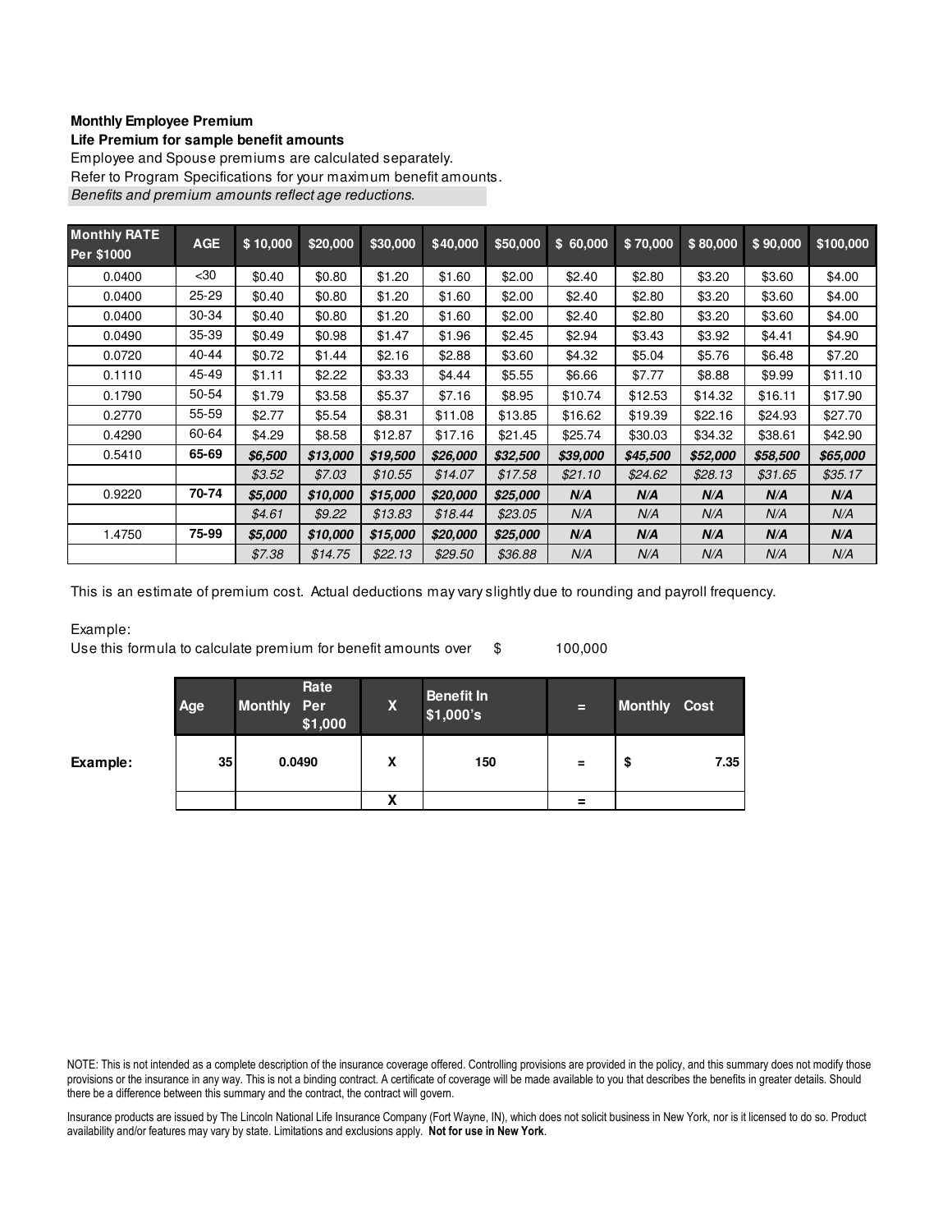**Monthly Employee Premium**

**Life Premium for sample benefit amounts**

Employee and Spouse premiums are calculated separately.

Refer to Program Specifications for your maximum benefit amounts.

*Benefits and premium amounts reflect age reductions.*

| Monthly RATE Per $1000 | AGE | $ 10,000 | $20,000 | $30,000 | $40,000 | $50,000 | $ 60,000 | $ 70,000 | $ 80,000 | $ 90,000 | $100,000 |
|---|---|---|---|---|---|---|---|---|---|---|---|
| 0.0400 | <30 | $0.40 | $0.80 | $1.20 | $1.60 | $2.00 | $2.40 | $2.80 | $3.20 | $3.60 | $4.00 |
| 0.0400 | 25-29 | $0.40 | $0.80 | $1.20 | $1.60 | $2.00 | $2.40 | $2.80 | $3.20 | $3.60 | $4.00 |
| 0.0400 | 30-34 | $0.40 | $0.80 | $1.20 | $1.60 | $2.00 | $2.40 | $2.80 | $3.20 | $3.60 | $4.00 |
| 0.0490 | 35-39 | $0.49 | $0.98 | $1.47 | $1.96 | $2.45 | $2.94 | $3.43 | $3.92 | $4.41 | $4.90 |
| 0.0720 | 40-44 | $0.72 | $1.44 | $2.16 | $2.88 | $3.60 | $4.32 | $5.04 | $5.76 | $6.48 | $7.20 |
| 0.1110 | 45-49 | $1.11 | $2.22 | $3.33 | $4.44 | $5.55 | $6.66 | $7.77 | $8.88 | $9.99 | $11.10 |
| 0.1790 | 50-54 | $1.79 | $3.58 | $5.37 | $7.16 | $8.95 | $10.74 | $12.53 | $14.32 | $16.11 | $17.90 |
| 0.2770 | 55-59 | $2.77 | $5.54 | $8.31 | $11.08 | $13.85 | $16.62 | $19.39 | $22.16 | $24.93 | $27.70 |
| 0.4290 | 60-64 | $4.29 | $8.58 | $12.87 | $17.16 | $21.45 | $25.74 | $30.03 | $34.32 | $38.61 | $42.90 |
| 0.5410 | **65-69** | ***$6,500*** | ***$13,000*** | ***$19,500*** | ***$26,000*** | ***$32,500*** | ***$39,000*** | ***$45,500*** | ***$52,000*** | ***$58,500*** | ***$65,000*** |
| | | *$3.52* | *$7.03* | *$10.55* | *$14.07* | *$17.58* | *$21.10* | *$24.62* | *$28.13* | *$31.65* | *$35.17* |
| 0.9220 | **70-74** | ***$5,000*** | ***$10,000*** | ***$15,000*** | ***$20,000*** | ***$25,000*** | ***N/A*** | ***N/A*** | ***N/A*** | ***N/A*** | ***N/A*** |
| | | *$4.61* | *$9.22* | *$13.83* | *$18.44* | *$23.05* | *N/A* | *N/A* | *N/A* | *N/A* | *N/A* |
| 1.4750 | **75-99** | ***$5,000*** | ***$10,000*** | ***$15,000*** | ***$20,000*** | ***$25,000*** | ***N/A*** | ***N/A*** | ***N/A*** | ***N/A*** | ***N/A*** |
| | | *$7.38* | *$14.75* | *$22.13* | *$29.50* | *$36.88* | *N/A* | *N/A* | *N/A* | *N/A* | *N/A* |

This is an estimate of premium cost. Actual deductions may vary slightly due to rounding and payroll frequency.

Example:

Use this formula to calculate premium for benefit amounts over $ 100,000

| | Age | Monthly Rate Per $1,000 | X | Benefit In $1,000's | = | Monthly Cost |
|---|---|---|---|---|---|---|
| **Example:** | 35 | 0.0490 | X | 150 | = | $ 7.35 |
| | | | X | | = | |

NOTE: This is not intended as a complete description of the insurance coverage offered. Controlling provisions are provided in the policy, and this summary does not modify those provisions or the insurance in any way. This is not a binding contract. A certificate of coverage will be made available to you that describes the benefits in greater details. Should there be a difference between this summary and the contract, the contract will govern.

Insurance products are issued by The Lincoln National Life Insurance Company (Fort Wayne, IN), which does not solicit business in New York, nor is it licensed to do so. Product availability and/or features may vary by state. Limitations and exclusions apply. **Not for use in New York**.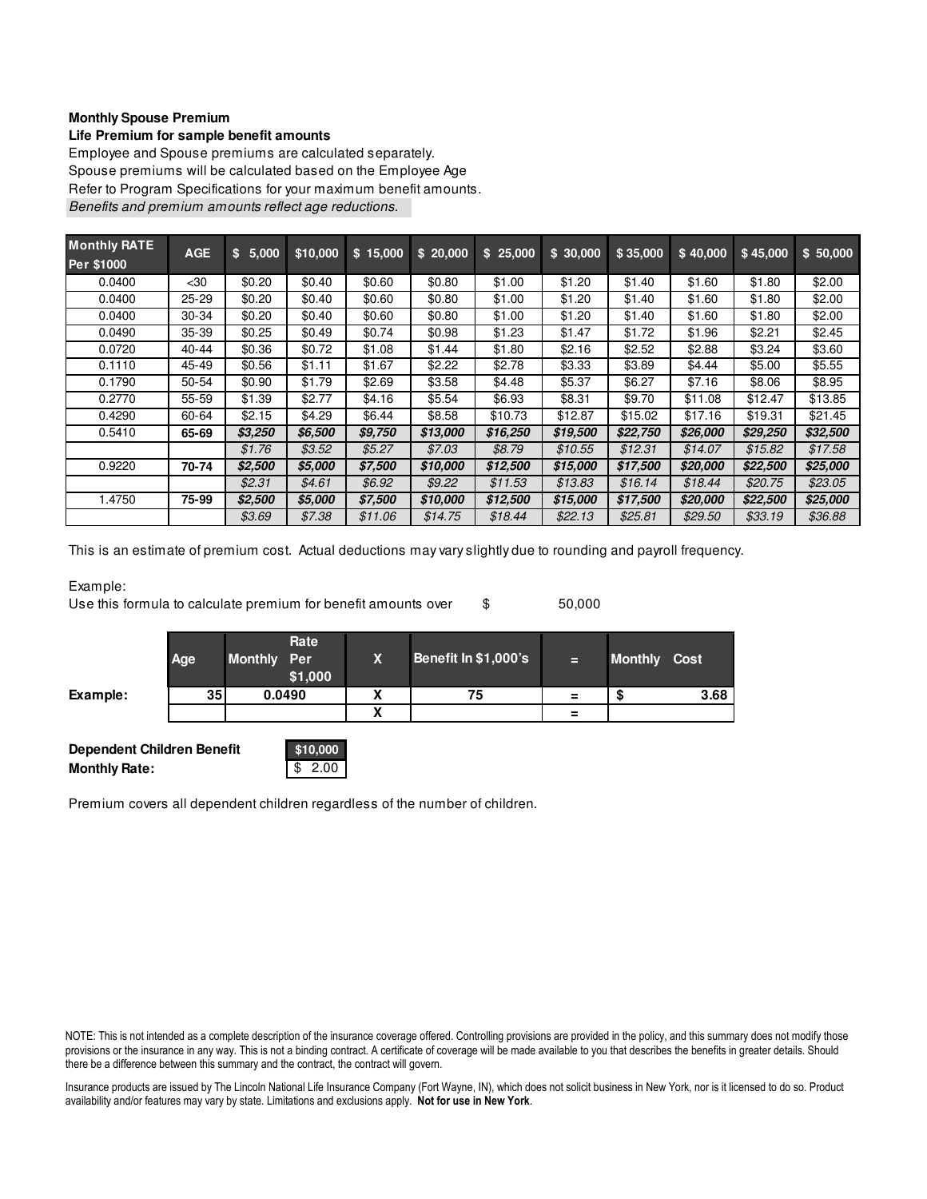**Monthly Spouse Premium**
**Life Premium for sample benefit amounts**
Employee and Spouse premiums are calculated separately.
Spouse premiums will be calculated based on the Employee Age
Refer to Program Specifications for your maximum benefit amounts.
*Benefits and premium amounts reflect age reductions.*

| Monthly RATE Per $1000 | AGE | $ 5,000 | $10,000 | $ 15,000 | $ 20,000 | $ 25,000 | $ 30,000 | $ 35,000 | $ 40,000 | $ 45,000 | $ 50,000 |
|---|---|---|---|---|---|---|---|---|---|---|---|
| 0.0400 | <30 | $0.20 | $0.40 | $0.60 | $0.80 | $1.00 | $1.20 | $1.40 | $1.60 | $1.80 | $2.00 |
| 0.0400 | 25-29 | $0.20 | $0.40 | $0.60 | $0.80 | $1.00 | $1.20 | $1.40 | $1.60 | $1.80 | $2.00 |
| 0.0400 | 30-34 | $0.20 | $0.40 | $0.60 | $0.80 | $1.00 | $1.20 | $1.40 | $1.60 | $1.80 | $2.00 |
| 0.0490 | 35-39 | $0.25 | $0.49 | $0.74 | $0.98 | $1.23 | $1.47 | $1.72 | $1.96 | $2.21 | $2.45 |
| 0.0720 | 40-44 | $0.36 | $0.72 | $1.08 | $1.44 | $1.80 | $2.16 | $2.52 | $2.88 | $3.24 | $3.60 |
| 0.1110 | 45-49 | $0.56 | $1.11 | $1.67 | $2.22 | $2.78 | $3.33 | $3.89 | $4.44 | $5.00 | $5.55 |
| 0.1790 | 50-54 | $0.90 | $1.79 | $2.69 | $3.58 | $4.48 | $5.37 | $6.27 | $7.16 | $8.06 | $8.95 |
| 0.2770 | 55-59 | $1.39 | $2.77 | $4.16 | $5.54 | $6.93 | $8.31 | $9.70 | $11.08 | $12.47 | $13.85 |
| 0.4290 | 60-64 | $2.15 | $4.29 | $6.44 | $8.58 | $10.73 | $12.87 | $15.02 | $17.16 | $19.31 | $21.45 |
| 0.5410 | **65-69** | ***$3,250*** | ***$6,500*** | ***$9,750*** | ***$13,000*** | ***$16,250*** | ***$19,500*** | ***$22,750*** | ***$26,000*** | ***$29,250*** | ***$32,500*** |
| | | *$1.76* | *$3.52* | *$5.27* | *$7.03* | *$8.79* | *$10.55* | *$12.31* | *$14.07* | *$15.82* | *$17.58* |
| 0.9220 | **70-74** | ***$2,500*** | ***$5,000*** | ***$7,500*** | ***$10,000*** | ***$12,500*** | ***$15,000*** | ***$17,500*** | ***$20,000*** | ***$22,500*** | ***$25,000*** |
| | | *$2.31* | *$4.61* | *$6.92* | *$9.22* | *$11.53* | *$13.83* | *$16.14* | *$18.44* | *$20.75* | *$23.05* |
| 1.4750 | **75-99** | ***$2,500*** | ***$5,000*** | ***$7,500*** | ***$10,000*** | ***$12,500*** | ***$15,000*** | ***$17,500*** | ***$20,000*** | ***$22,500*** | ***$25,000*** |
| | | *$3.69* | *$7.38* | *$11.06* | *$14.75* | *$18.44* | *$22.13* | *$25.81* | *$29.50* | *$33.19* | *$36.88* |

This is an estimate of premium cost. Actual deductions may vary slightly due to rounding and payroll frequency.

Example:
Use this formula to calculate premium for benefit amounts over $ 50,000

| | Age | Monthly Rate Per $1,000 | X | Benefit In $1,000's | = | Monthly Cost |
|---|---|---|---|---|---|---|
| **Example:** | 35 | 0.0490 | X | 75 | = | $ 3.68 |
| | | | X | | = | |

**Dependent Children Benefit** $10,000
**Monthly Rate:** $ 2.00

Premium covers all dependent children regardless of the number of children.

NOTE: This is not intended as a complete description of the insurance coverage offered. Controlling provisions are provided in the policy, and this summary does not modify those provisions or the insurance in any way. This is not a binding contract. A certificate of coverage will be made available to you that describes the benefits in greater details. Should there be a difference between this summary and the contract, the contract will govern.

Insurance products are issued by The Lincoln National Life Insurance Company (Fort Wayne, IN), which does not solicit business in New York, nor is it licensed to do so. Product availability and/or features may vary by state. Limitations and exclusions apply. **Not for use in New York**.